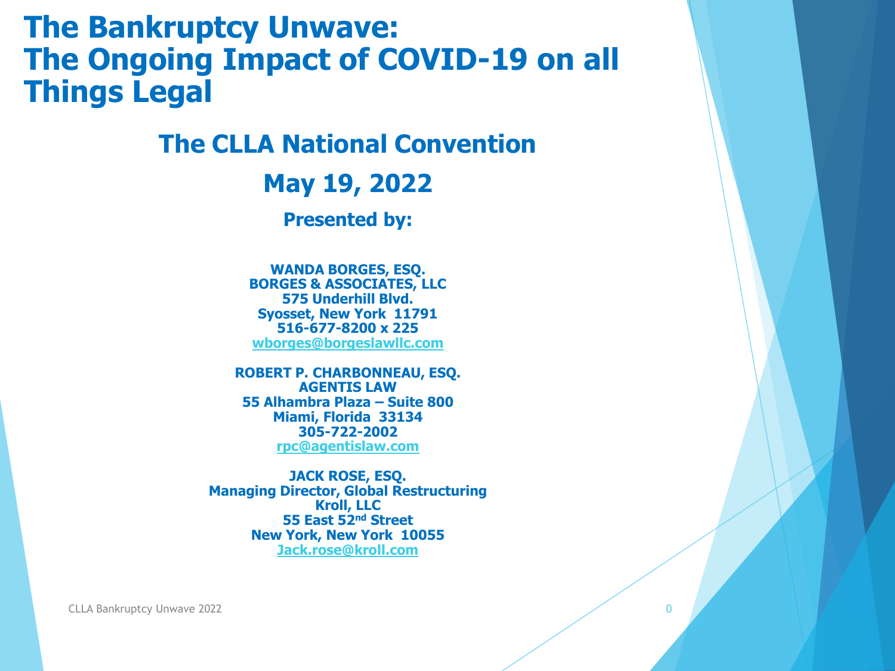# The Bankruptcy Unwave: The Ongoing Impact of COVID-19 on all Things Legal

## The CLLA National Convention

## May 19, 2022

### Presented by:

**WANDA BORGES, ESQ.**
**BORGES & ASSOCIATES, LLC**
**575 Underhill Blvd.**
**Syosset, New York 11791**
**516-677-8200 x 225**
**wborges@borgeslawllc.com**

**ROBERT P. CHARBONNEAU, ESQ.**
**AGENTIS LAW**
**55 Alhambra Plaza – Suite 800**
**Miami, Florida 33134**
**305-722-2002**
**rpc@agentislaw.com**

**JACK ROSE, ESQ.**
**Managing Director, Global Restructuring**
**Kroll, LLC**
**55 East 52nd Street**
**New York, New York 10055**
**Jack.rose@kroll.com**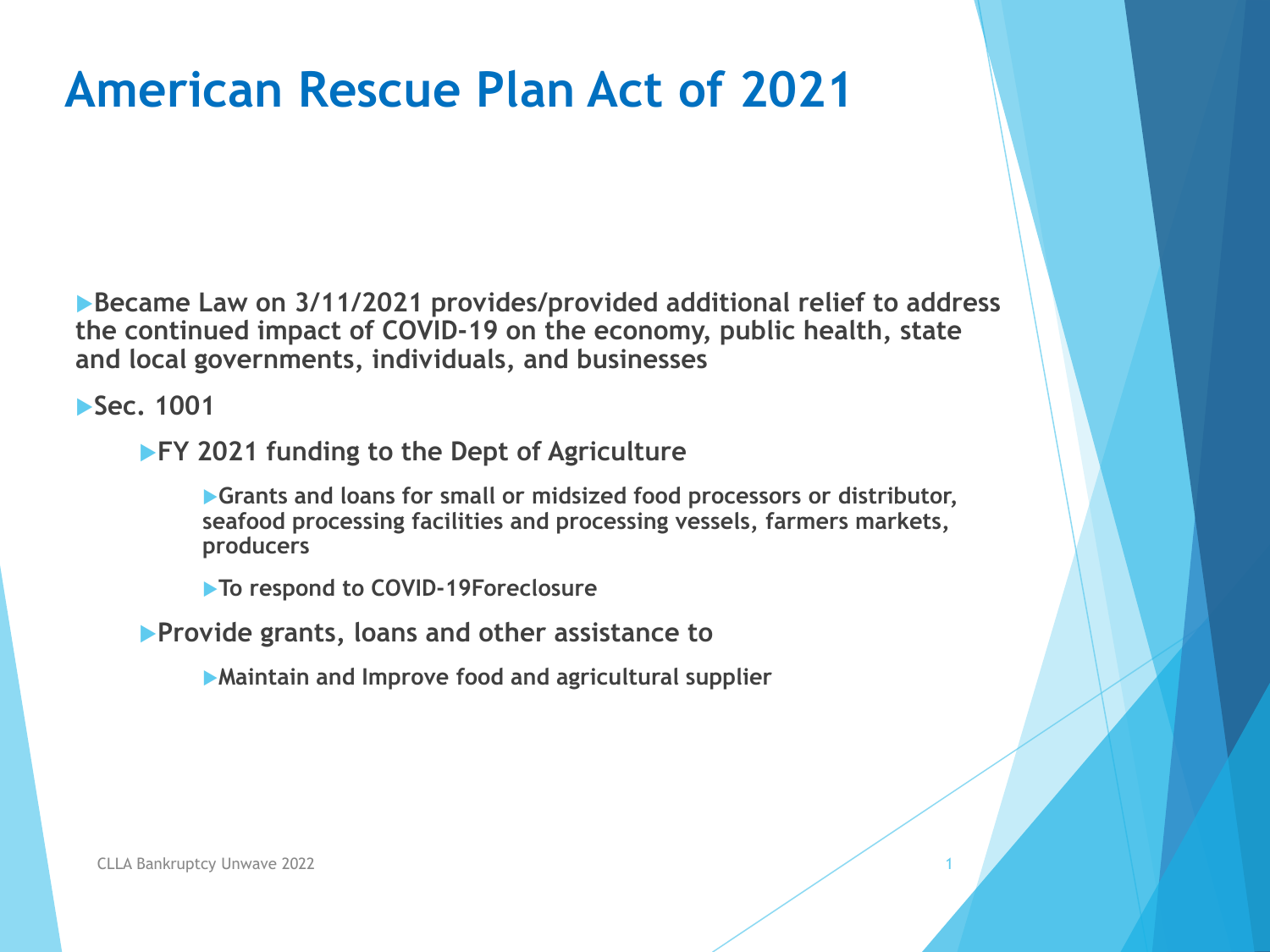# American Rescue Plan Act of 2021

- **Became Law on 3/11/2021 provides/provided additional relief to address the continued impact of COVID-19 on the economy, public health, state and local governments, individuals, and businesses**
- **Sec. 1001**
  - **FY 2021 funding to the Dept of Agriculture**
    - **Grants and loans for small or midsized food processors or distributor, seafood processing facilities and processing vessels, farmers markets, producers**
    - **To respond to COVID-19Foreclosure**
  - **Provide grants, loans and other assistance to**
    - **Maintain and Improve food and agricultural supplier**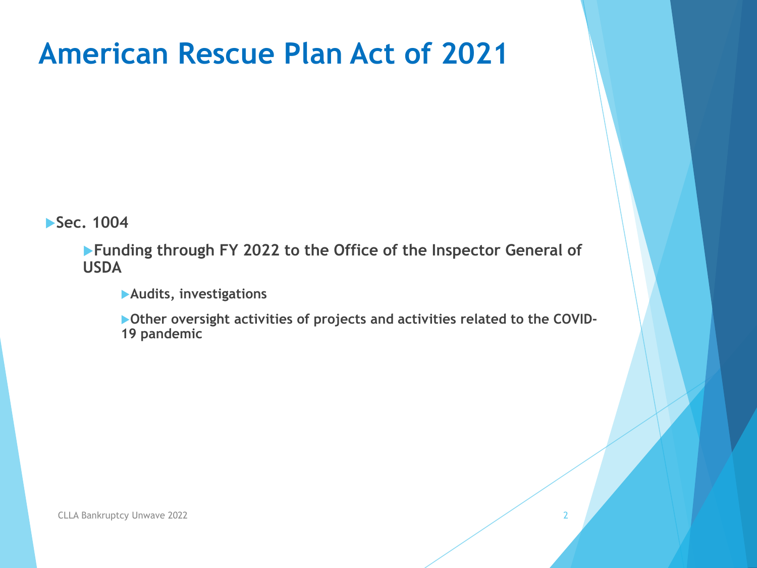# American Rescue Plan Act of 2021

- **Sec. 1004**
  - **Funding through FY 2022 to the Office of the Inspector General of USDA**
    - **Audits, investigations**
    - **Other oversight activities of projects and activities related to the COVID-19 pandemic**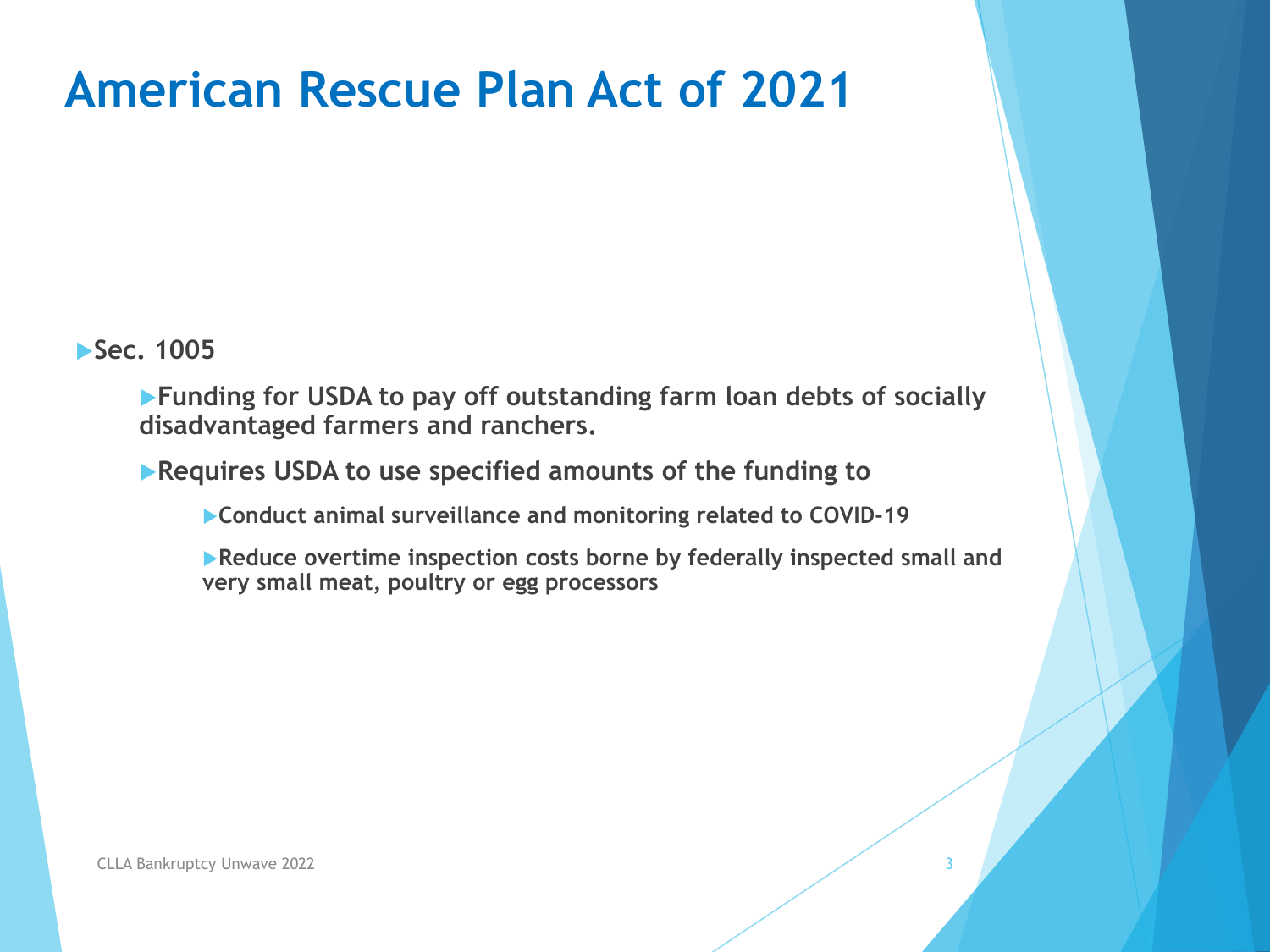# American Rescue Plan Act of 2021

- **Sec. 1005**
  - **Funding for USDA to pay off outstanding farm loan debts of socially disadvantaged farmers and ranchers.**
  - **Requires USDA to use specified amounts of the funding to**
    - **Conduct animal surveillance and monitoring related to COVID-19**
    - **Reduce overtime inspection costs borne by federally inspected small and very small meat, poultry or egg processors**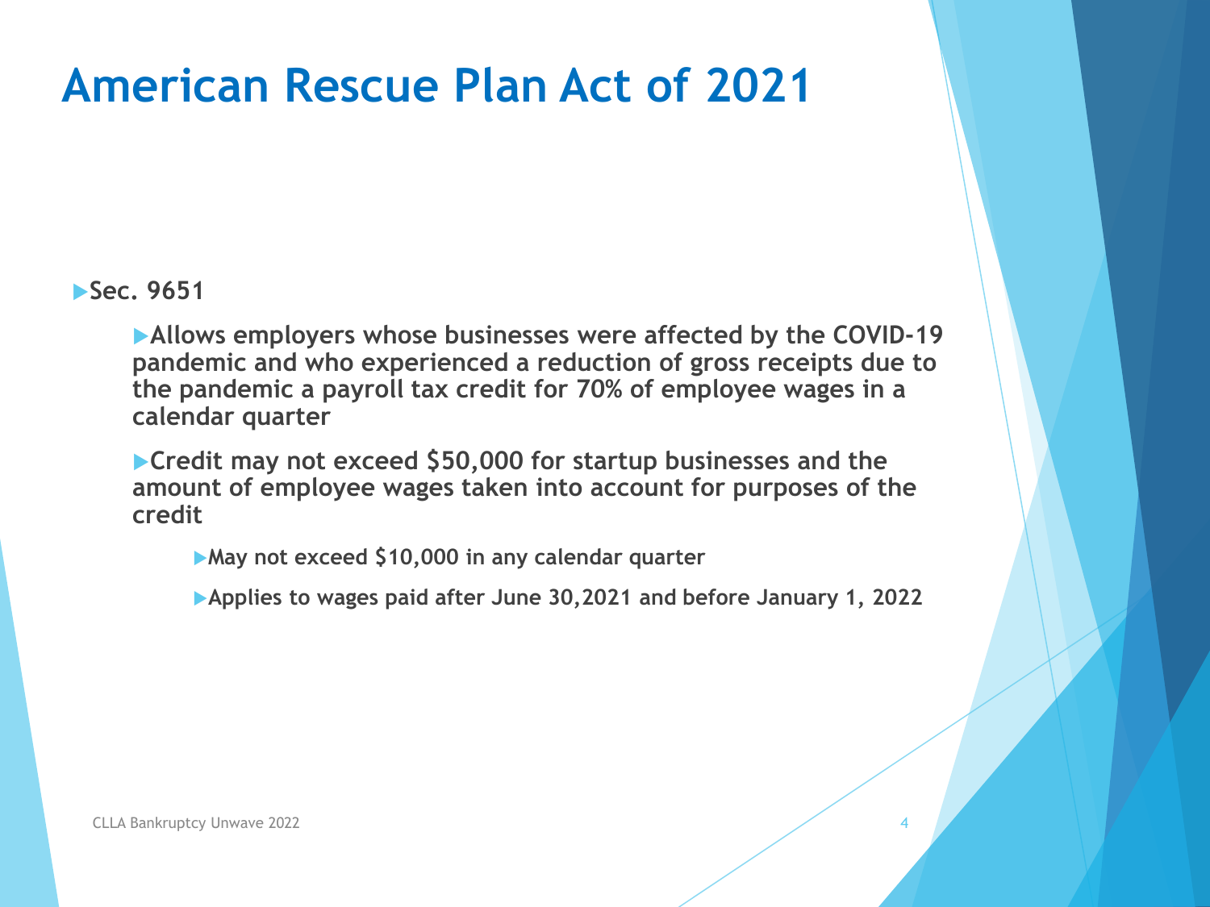# American Recess Plan Act of 2021

- **Sec. 9651**
  - **Allows employers whose businesses were affected by the COVID-19 pandemic and who experienced a reduction of gross receipts due to the pandemic a payroll tax credit for 70% of employee wages in a calendar quarter**
  - **Credit may not exceed $50,000 for startup businesses and the amount of employee wages taken into account for purposes of the credit**
    - **May not exceed $10,000 in any calendar quarter**
    - **Applies to wages paid after June 30,2021 and before January 1, 2022**

# American Rescue Plan Act of 2021

- **Sec. 9651**
  - **Allows employers whose businesses were affected by the COVID-19 pandemic and who experienced a reduction of gross receipts due to the pandemic a payroll tax credit for 70% of employee wages in a calendar quarter**
  - **Credit may not exceed $50,000 for startup businesses and the amount of employee wages taken into account for purposes of the credit**
    - **May not exceed $10,000 in any calendar quarter**
    - **Applies to wages paid after June 30,2021 and before January 1, 2022**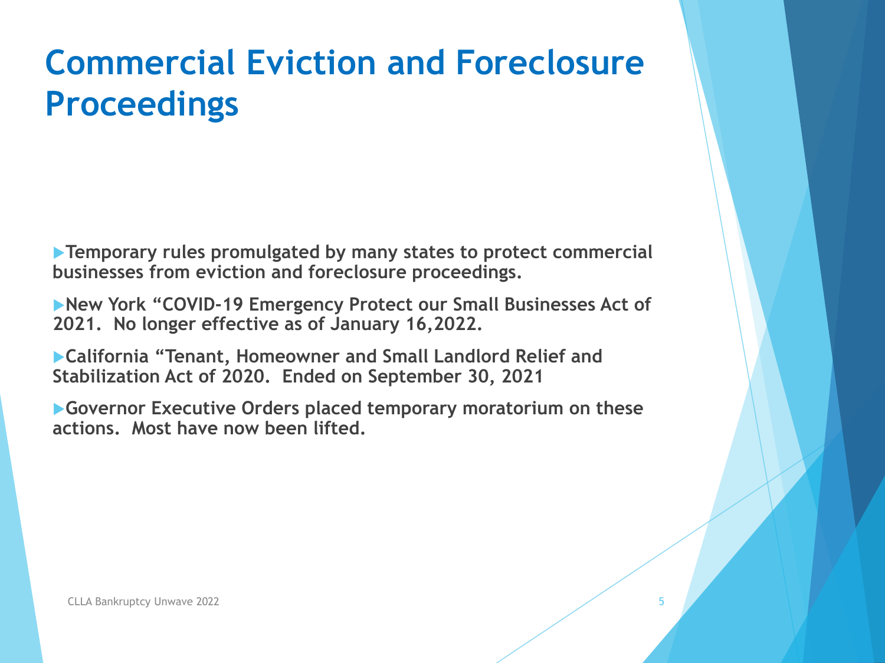# Commercial Eviction and Foreclosure Proceedings

- **Temporary rules promulgated by many states to protect commercial businesses from eviction and foreclosure proceedings.**
- **New York "COVID-19 Emergency Protect our Small Businesses Act of 2021. No longer effective as of January 16,2022.**
- **California "Tenant, Homeowner and Small Landlord Relief and Stabilization Act of 2020. Ended on September 30, 2021**
- **Governor Executive Orders placed temporary moratorium on these actions. Most have now been lifted.**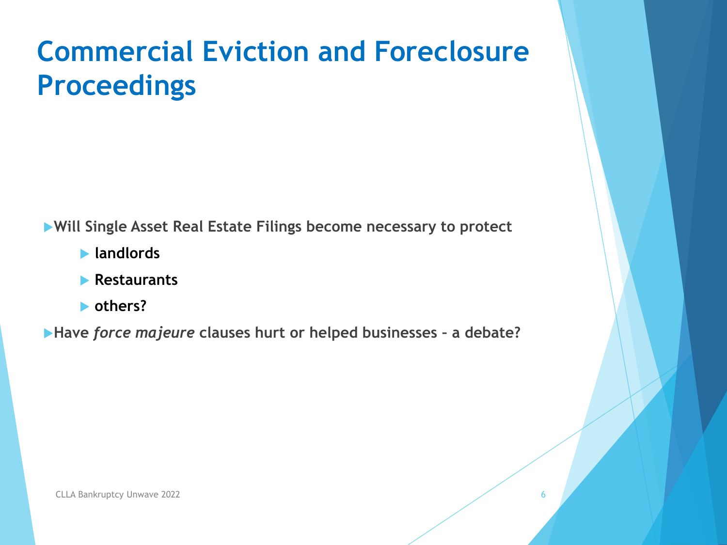# Commercial Eviction and Foreclosure Proceedings

- **Will Single Asset Real Estate Filings become necessary to protect**
  - **landlords**
  - **Restaurants**
  - **others?**
- **Have *force majeure* clauses hurt or helped businesses – a debate?**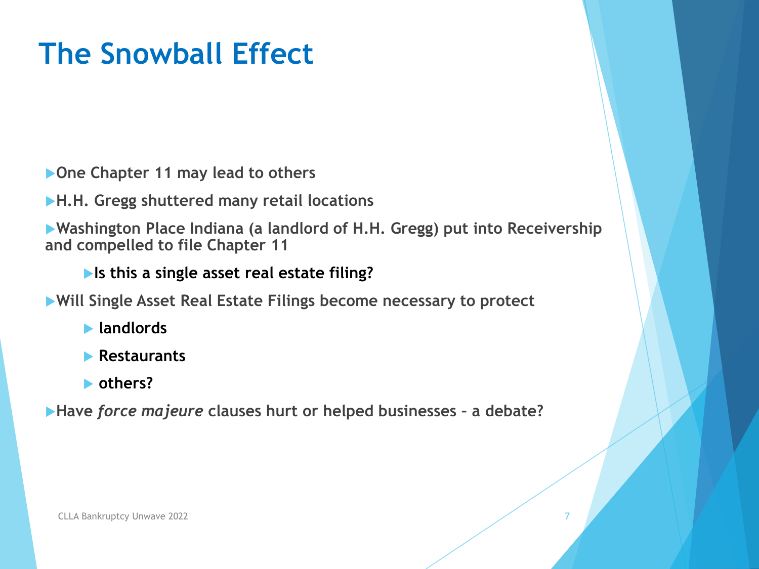# The Snowball Effect

- **One Chapter 11 may lead to others**
- **H.H. Gregg shuttered many retail locations**
- **Washington Place Indiana (a landlord of H.H. Gregg) put into Receivership and compelled to file Chapter 11**
  - **Is this a single asset real estate filing?**
- **Will Single Asset Real Estate Filings become necessary to protect**
  - **landlords**
  - **Restaurants**
  - **others?**
- **Have *force majeure* clauses hurt or helped businesses – a debate?**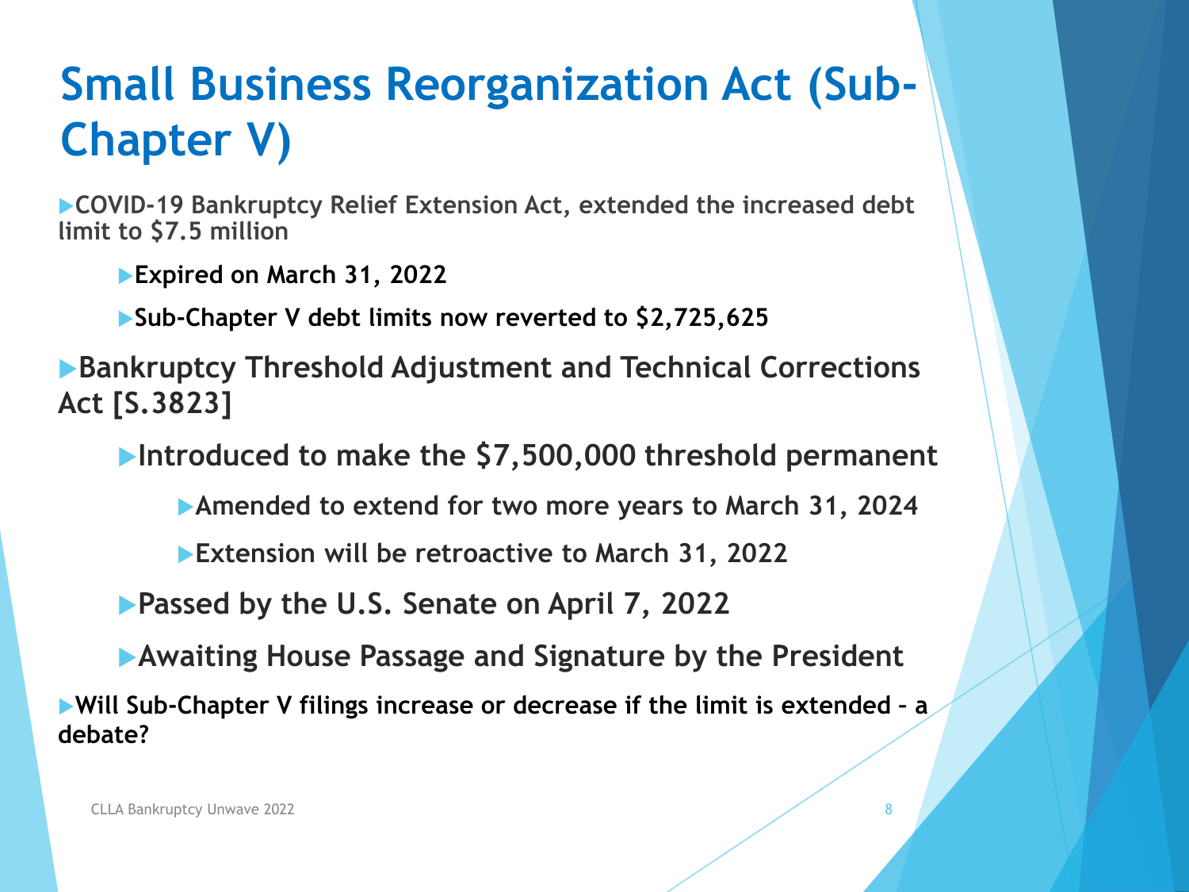# Small Business Reorganization Act (Sub-Chapter V)

- **COVID-19 Bankruptcy Relief Extension Act, extended the increased debt limit to $7.5 million**
  - **Expired on March 31, 2022**
  - **Sub-Chapter V debt limits now reverted to $2,725,625**
- **Bankruptcy Threshold Adjustment and Technical Corrections Act [S.3823]**
  - **Introduced to make the $7,500,000 threshold permanent**
    - **Amended to extend for two more years to March 31, 2024**
    - **Extension will be retroactive to March 31, 2022**
  - **Passed by the U.S. Senate on April 7, 2022**
  - **Awaiting House Passage and Signature by the President**
- **Will Sub-Chapter V filings increase or decrease if the limit is extended – a debate?**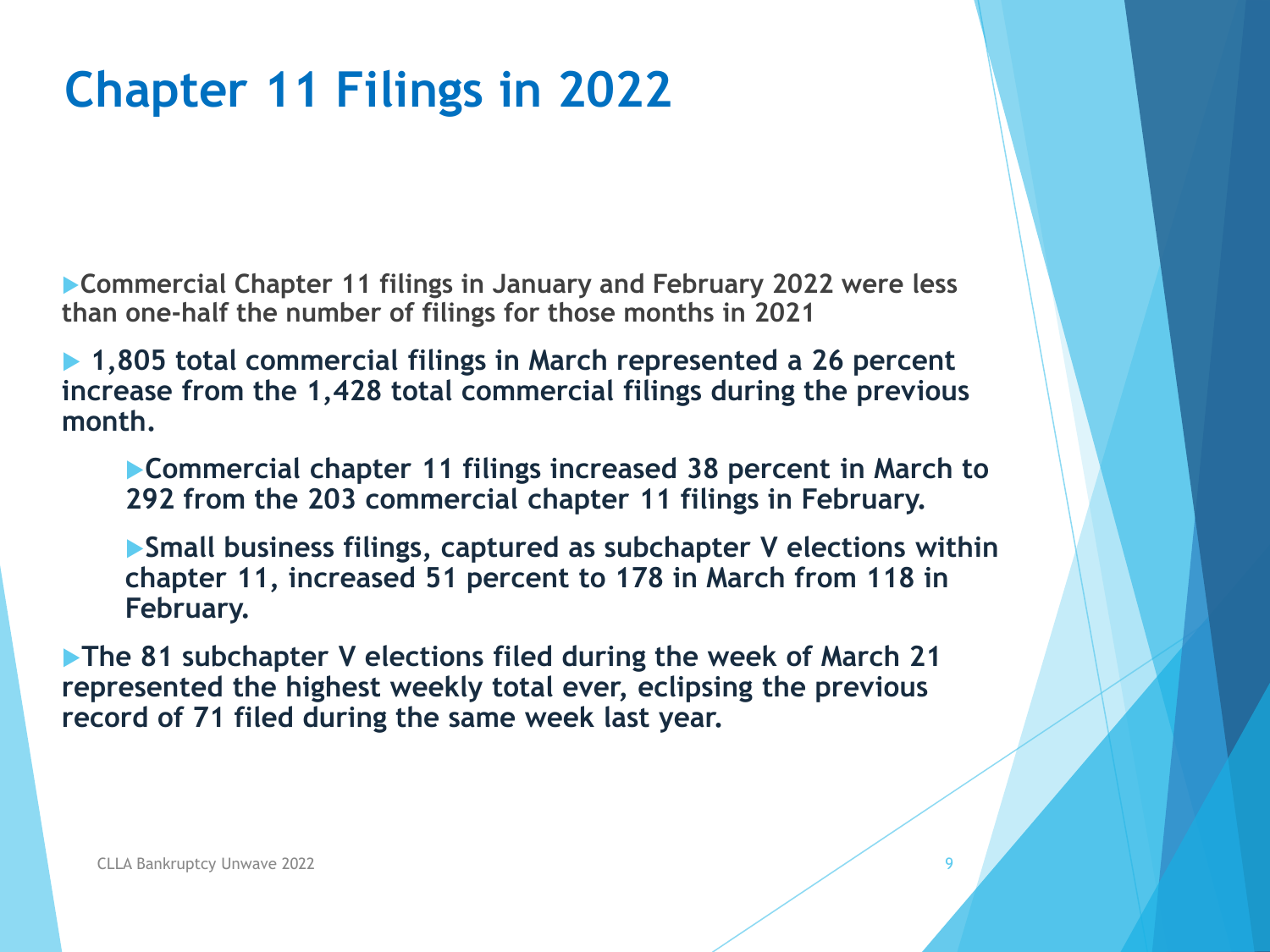# Chapter 11 Filings in 2022

- Commercial Chapter 11 filings in January and February 2022 were less than one-half the number of filings for those months in 2021
- 1,805 total commercial filings in March represented a 26 percent increase from the 1,428 total commercial filings during the previous month.
  - Commercial chapter 11 filings increased 38 percent in March to 292 from the 203 commercial chapter 11 filings in February.
  - Small business filings, captured as subchapter V elections within chapter 11, increased 51 percent to 178 in March from 118 in February.
- The 81 subchapter V elections filed during the week of March 21 represented the highest weekly total ever, eclipsing the previous record of 71 filed during the same week last year.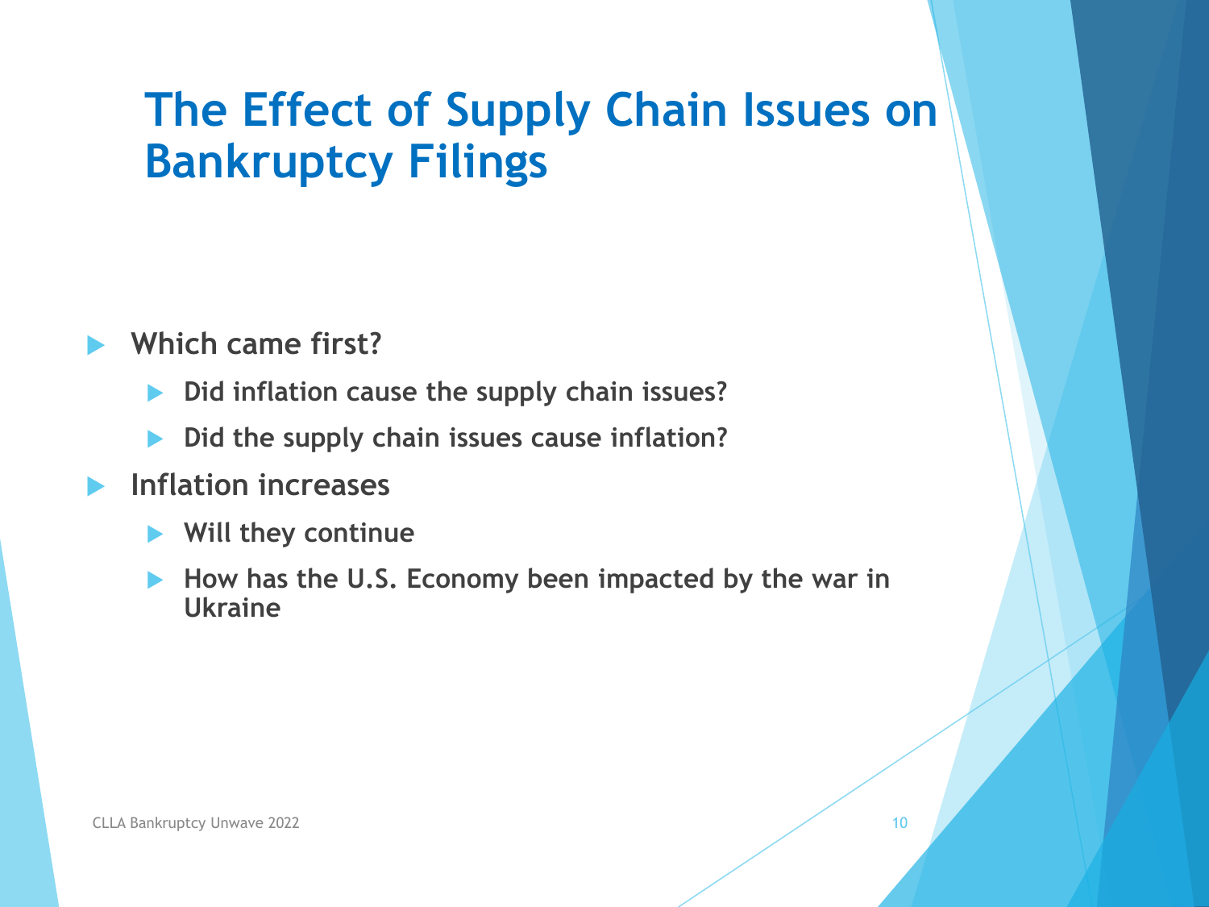# The Effect of Supply Chain Issues on Bankruptcy Filings

- **Which came first?**
  - **Did inflation cause the supply chain issues?**
  - **Did the supply chain issues cause inflation?**
- **Inflation increases**
  - **Will they continue**
  - **How has the U.S. Economy been impacted by the war in Ukraine**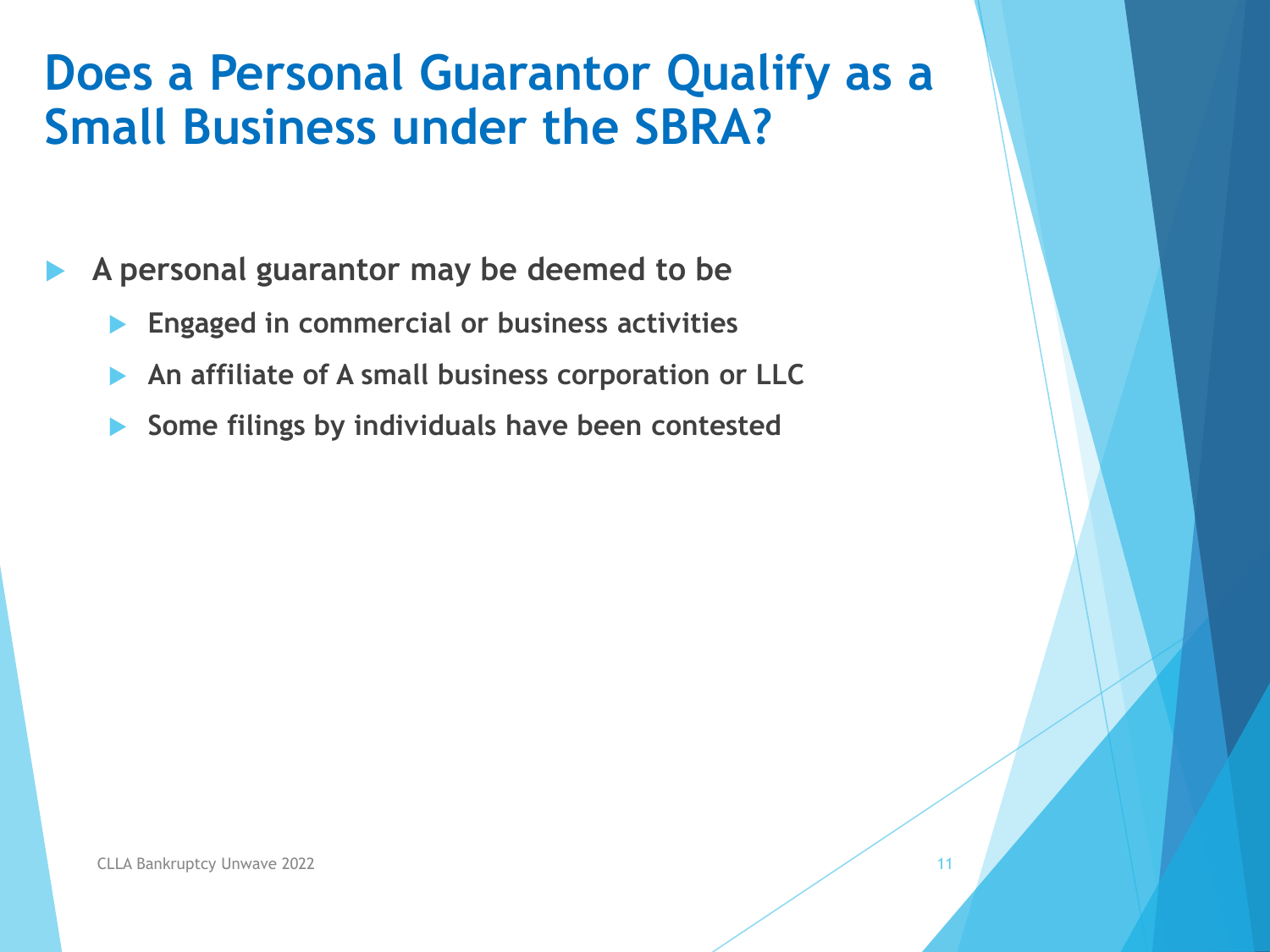# Does a Personal Guarantor Qualify as a Small Business under the SBRA?

- A personal guarantor may be deemed to be
  - Engaged in commercial or business activities
  - An affiliate of A small business corporation or LLC
  - Some filings by individuals have been contested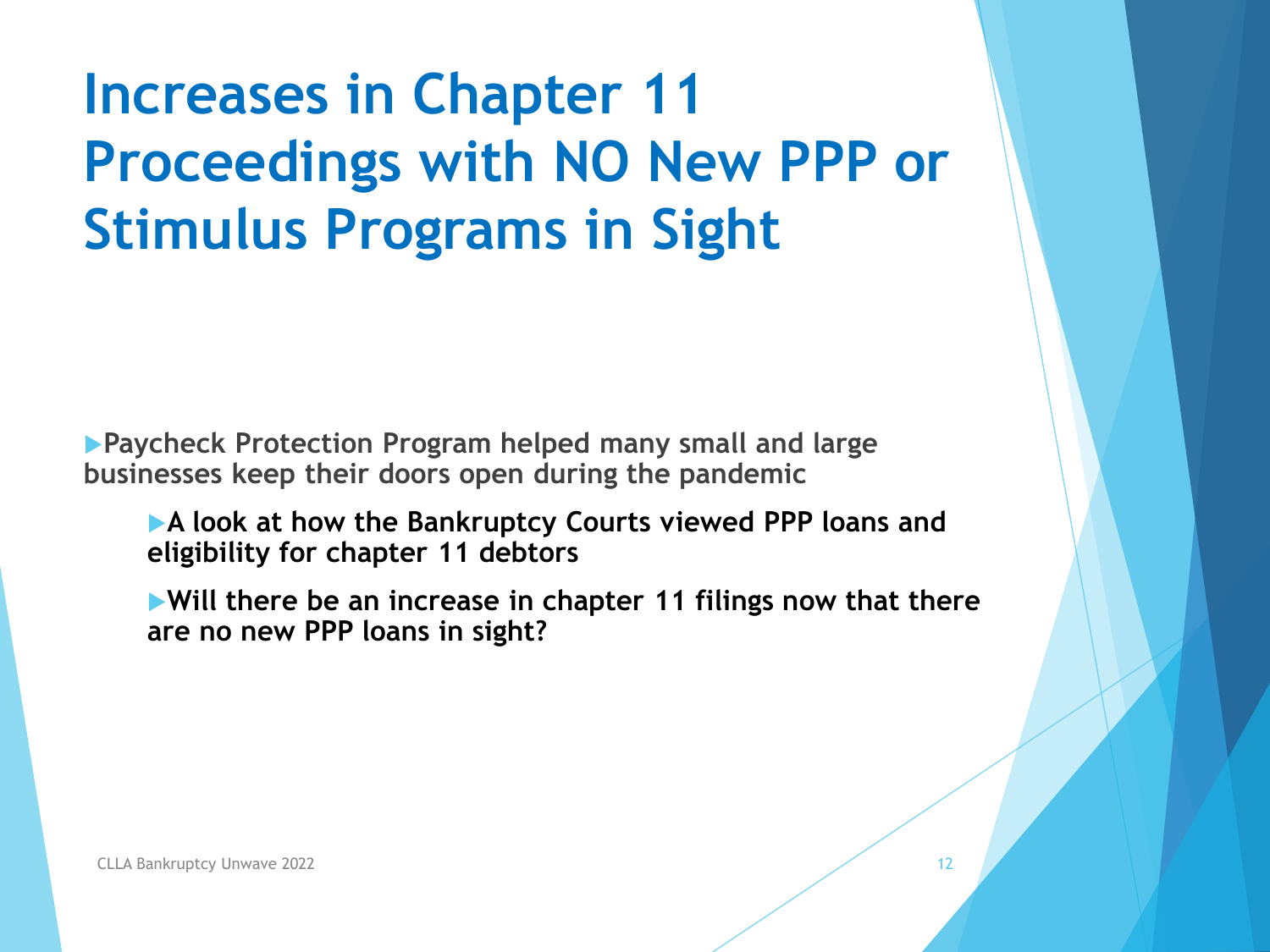# Increases in Chapter 11 Proceedings with NO New PPP or Stimulus Programs in Sight

- **Paycheck Protection Program helped many small and large businesses keep their doors open during the pandemic**
  - **A look at how the Bankruptcy Courts viewed PPP loans and eligibility for chapter 11 debtors**
  - **Will there be an increase in chapter 11 filings now that there are no new PPP loans in sight?**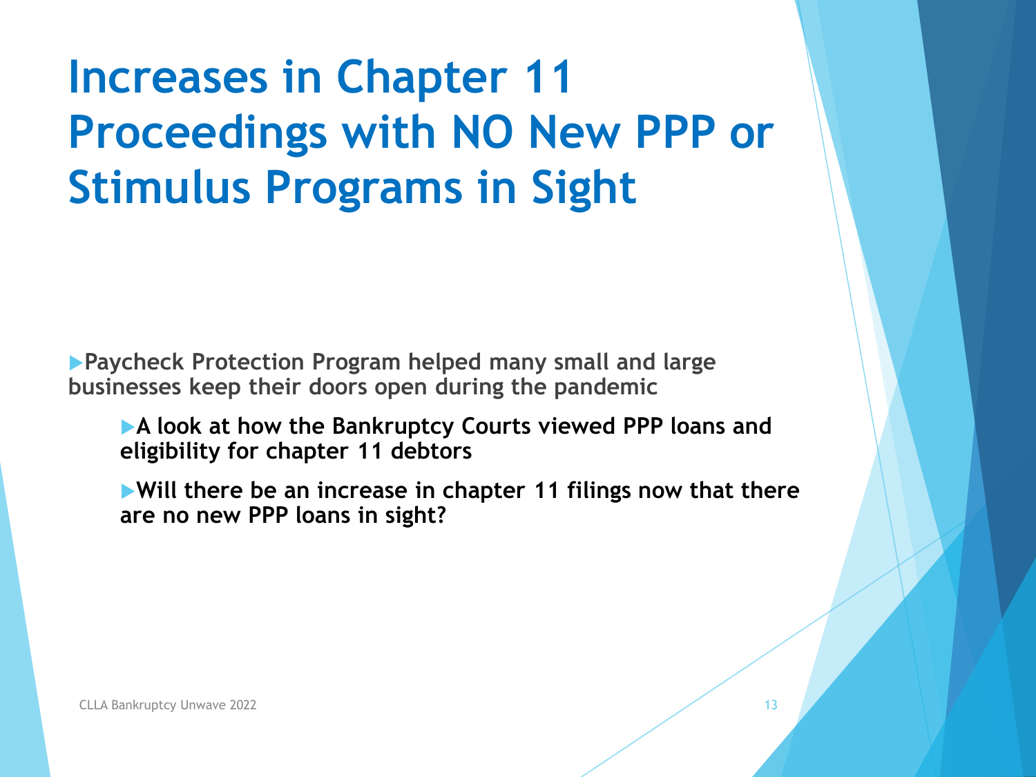# Increases in Chapter 11 Proceedings with NO New PPP or Stimulus Programs in Sight

- **Paycheck Protection Program helped many small and large businesses keep their doors open during the pandemic**
  - **A look at how the Bankruptcy Courts viewed PPP loans and eligibility for chapter 11 debtors**
  - **Will there be an increase in chapter 11 filings now that there are no new PPP loans in sight?**